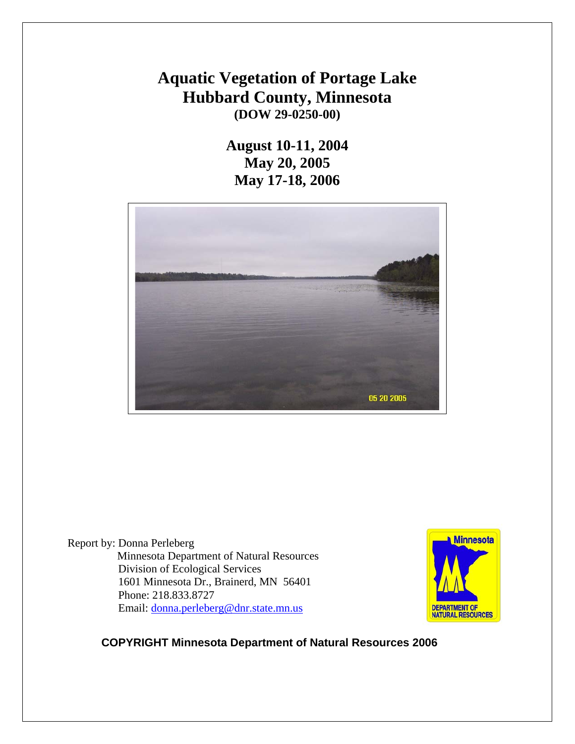# Aquatic Vegetation of Portage Lake
# Hubbard County, Minnesota

**(DOW 29-0250-00)**

**August 10-11, 2004**
**May 20, 2005**
**May 17-18, 2006**

Report by: Donna Perleberg
Minnesota Department of Natural Resources
Division of Ecological Services
1601 Minnesota Dr., Brainerd, MN 56401
Phone: 218.833.8727
Email: donna.perleberg@dnr.state.mn.us

**COPYRIGHT Minnesota Department of Natural Resources 2006**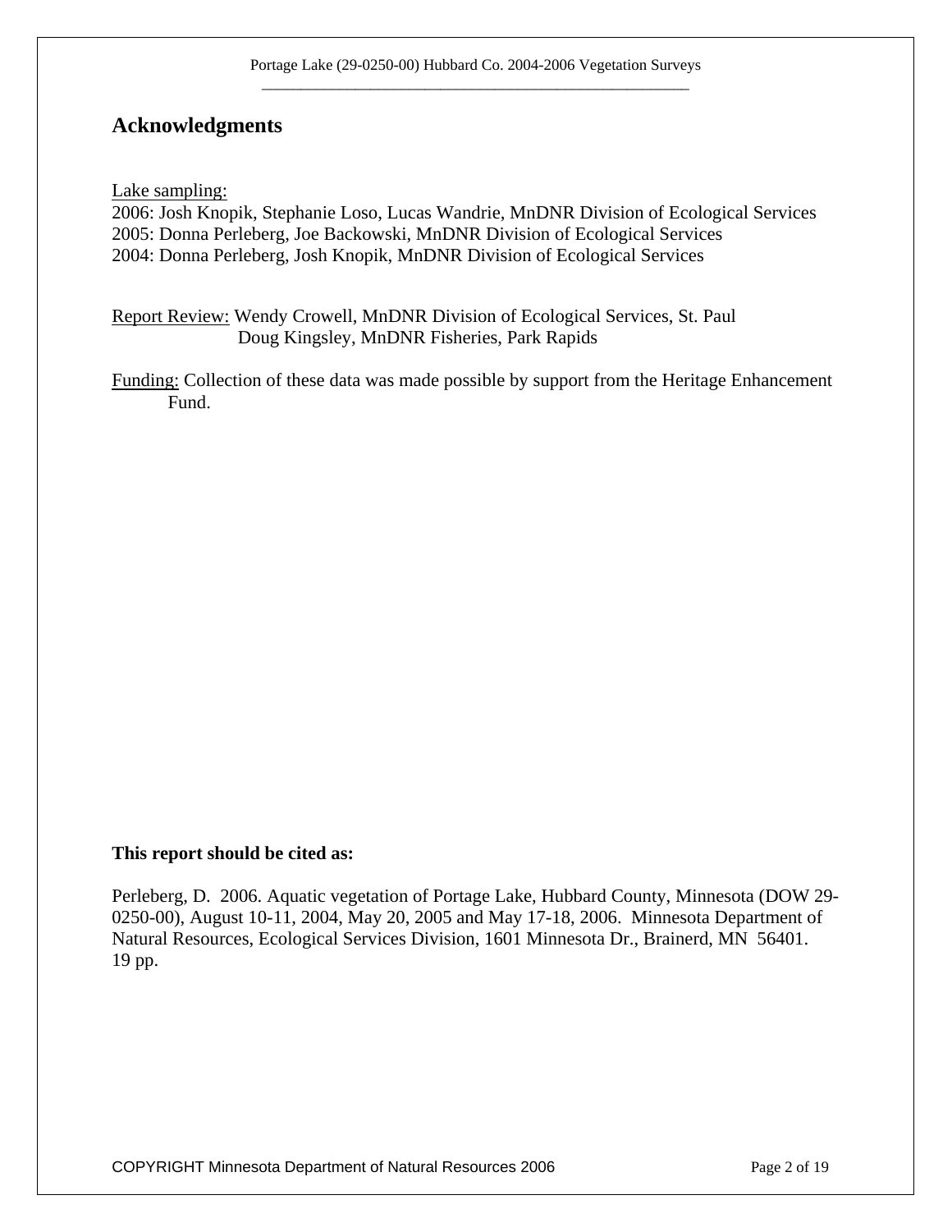## Acknowledgments

Lake sampling:
2006: Josh Knopik, Stephanie Loso, Lucas Wandrie, MnDNR Division of Ecological Services
2005: Donna Perleberg, Joe Backowski, MnDNR Division of Ecological Services
2004: Donna Perleberg, Josh Knopik, MnDNR Division of Ecological Services

Report Review: Wendy Crowell, MnDNR Division of Ecological Services, St. Paul
Doug Kingsley, MnDNR Fisheries, Park Rapids

Funding: Collection of these data was made possible by support from the Heritage Enhancement Fund.

**This report should be cited as:**

Perleberg, D. 2006. Aquatic vegetation of Portage Lake, Hubbard County, Minnesota (DOW 29-0250-00), August 10-11, 2004, May 20, 2005 and May 17-18, 2006. Minnesota Department of Natural Resources, Ecological Services Division, 1601 Minnesota Dr., Brainerd, MN 56401. 19 pp.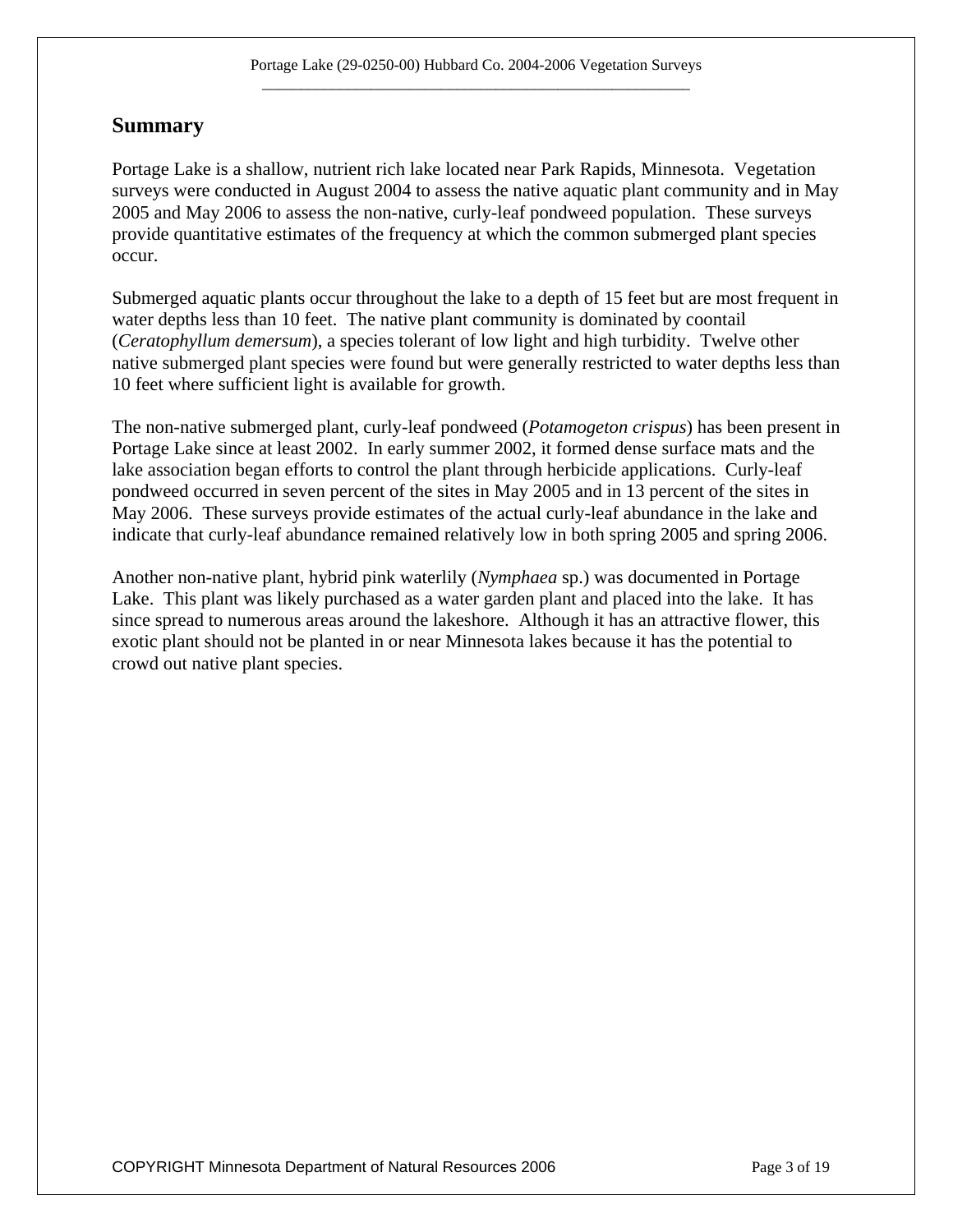## Summary

Portage Lake is a shallow, nutrient rich lake located near Park Rapids, Minnesota. Vegetation surveys were conducted in August 2004 to assess the native aquatic plant community and in May 2005 and May 2006 to assess the non-native, curly-leaf pondweed population. These surveys provide quantitative estimates of the frequency at which the common submerged plant species occur.

Submerged aquatic plants occur throughout the lake to a depth of 15 feet but are most frequent in water depths less than 10 feet. The native plant community is dominated by coontail (*Ceratophyllum demersum*), a species tolerant of low light and high turbidity. Twelve other native submerged plant species were found but were generally restricted to water depths less than 10 feet where sufficient light is available for growth.

The non-native submerged plant, curly-leaf pondweed (*Potamogeton crispus*) has been present in Portage Lake since at least 2002. In early summer 2002, it formed dense surface mats and the lake association began efforts to control the plant through herbicide applications. Curly-leaf pondweed occurred in seven percent of the sites in May 2005 and in 13 percent of the sites in May 2006. These surveys provide estimates of the actual curly-leaf abundance in the lake and indicate that curly-leaf abundance remained relatively low in both spring 2005 and spring 2006.

Another non-native plant, hybrid pink waterlily (*Nymphaea* sp.) was documented in Portage Lake. This plant was likely purchased as a water garden plant and placed into the lake. It has since spread to numerous areas around the lakeshore. Although it has an attractive flower, this exotic plant should not be planted in or near Minnesota lakes because it has the potential to crowd out native plant species.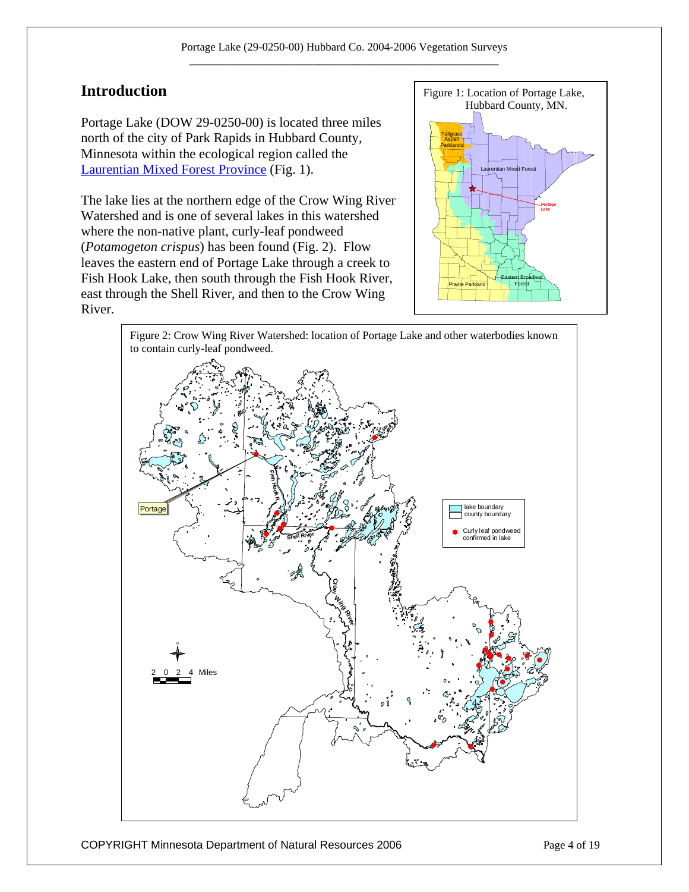## Introduction

Portage Lake (DOW 29-0250-00) is located three miles north of the city of Park Rapids in Hubbard County, Minnesota within the ecological region called the Laurentian Mixed Forest Province (Fig. 1).

The lake lies at the northern edge of the Crow Wing River Watershed and is one of several lakes in this watershed where the non-native plant, curly-leaf pondweed (*Potamogeton crispus*) has been found (Fig. 2). Flow leaves the eastern end of Portage Lake through a creek to Fish Hook Lake, then south through the Fish Hook River, east through the Shell River, and then to the Crow Wing River.

Figure 1: Location of Portage Lake, Hubbard County, MN.

Figure 2: Crow Wing River Watershed: location of Portage Lake and other waterbodies known to contain curly-leaf pondweed.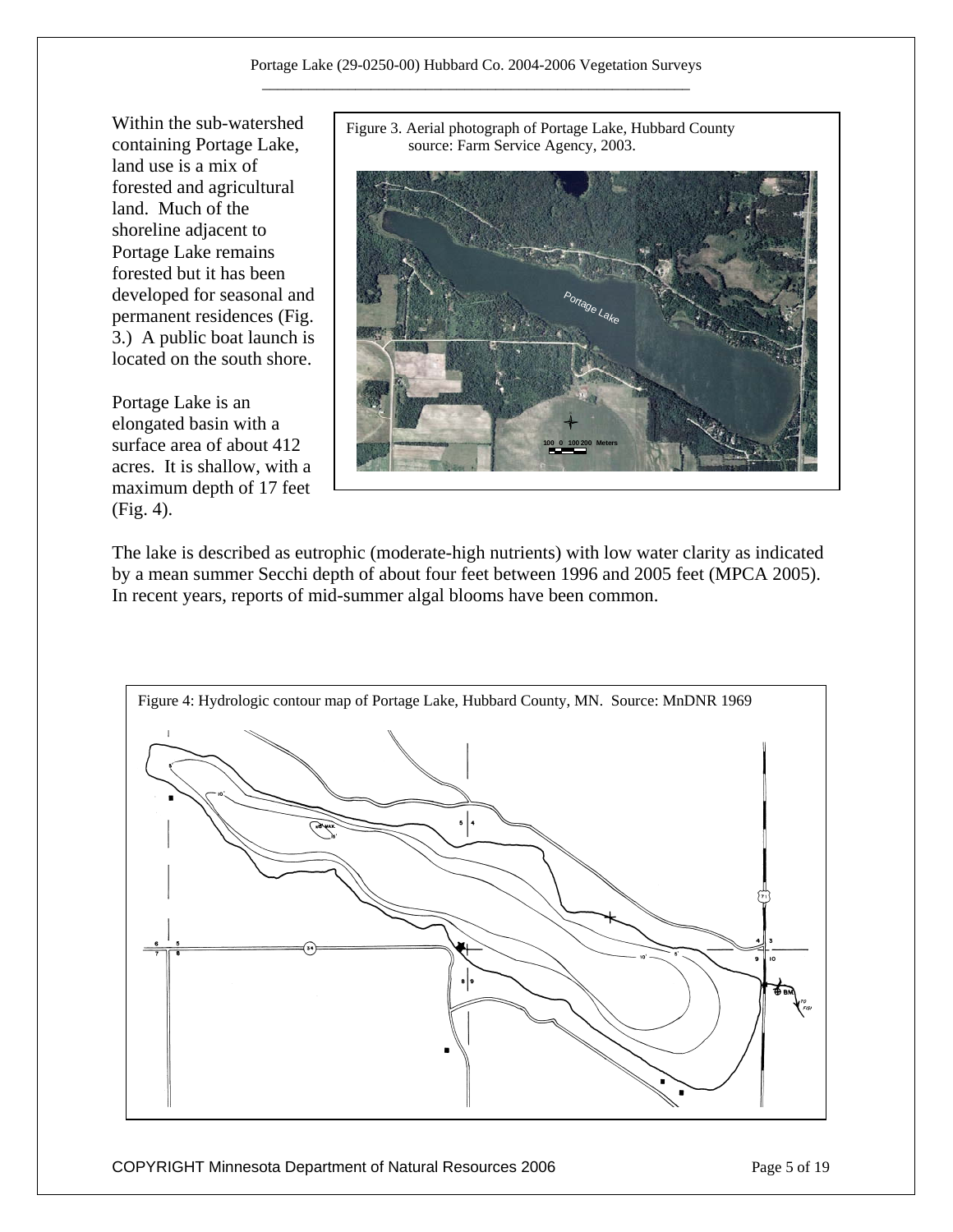Within the sub-watershed containing Portage Lake, land use is a mix of forested and agricultural land. Much of the shoreline adjacent to Portage Lake remains forested but it has been developed for seasonal and permanent residences (Fig. 3.) A public boat launch is located on the south shore.

Figure 3. Aerial photograph of Portage Lake, Hubbard County source: Farm Service Agency, 2003.

Portage Lake is an elongated basin with a surface area of about 412 acres. It is shallow, with a maximum depth of 17 feet (Fig. 4).

The lake is described as eutrophic (moderate-high nutrients) with low water clarity as indicated by a mean summer Secchi depth of about four feet between 1996 and 2005 feet (MPCA 2005). In recent years, reports of mid-summer algal blooms have been common.

Figure 4: Hydrologic contour map of Portage Lake, Hubbard County, MN. Source: MnDNR 1969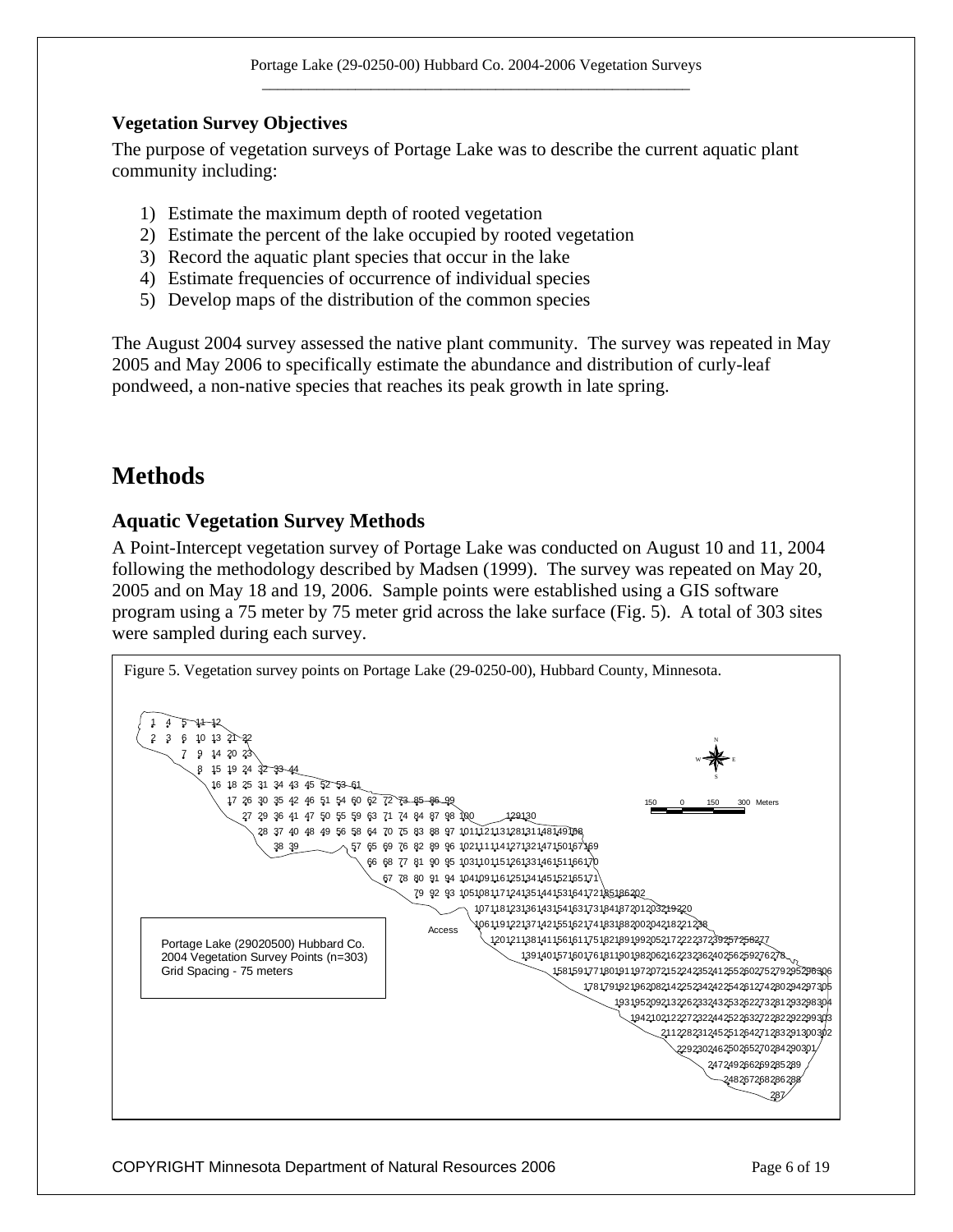### Vegetation Survey Objectives

The purpose of vegetation surveys of Portage Lake was to describe the current aquatic plant community including:

1) Estimate the maximum depth of rooted vegetation
2) Estimate the percent of the lake occupied by rooted vegetation
3) Record the aquatic plant species that occur in the lake
4) Estimate frequencies of occurrence of individual species
5) Develop maps of the distribution of the common species

The August 2004 survey assessed the native plant community. The survey was repeated in May 2005 and May 2006 to specifically estimate the abundance and distribution of curly-leaf pondweed, a non-native species that reaches its peak growth in late spring.

# Methods

## Aquatic Vegetation Survey Methods

A Point-Intercept vegetation survey of Portage Lake was conducted on August 10 and 11, 2004 following the methodology described by Madsen (1999). The survey was repeated on May 20, 2005 and on May 18 and 19, 2006. Sample points were established using a GIS software program using a 75 meter by 75 meter grid across the lake surface (Fig. 5). A total of 303 sites were sampled during each survey.

Figure 5. Vegetation survey points on Portage Lake (29-0250-00), Hubbard County, Minnesota.

Portage Lake (29020500) Hubbard Co.
2004 Vegetation Survey Points (n=303)
Grid Spacing - 75 meters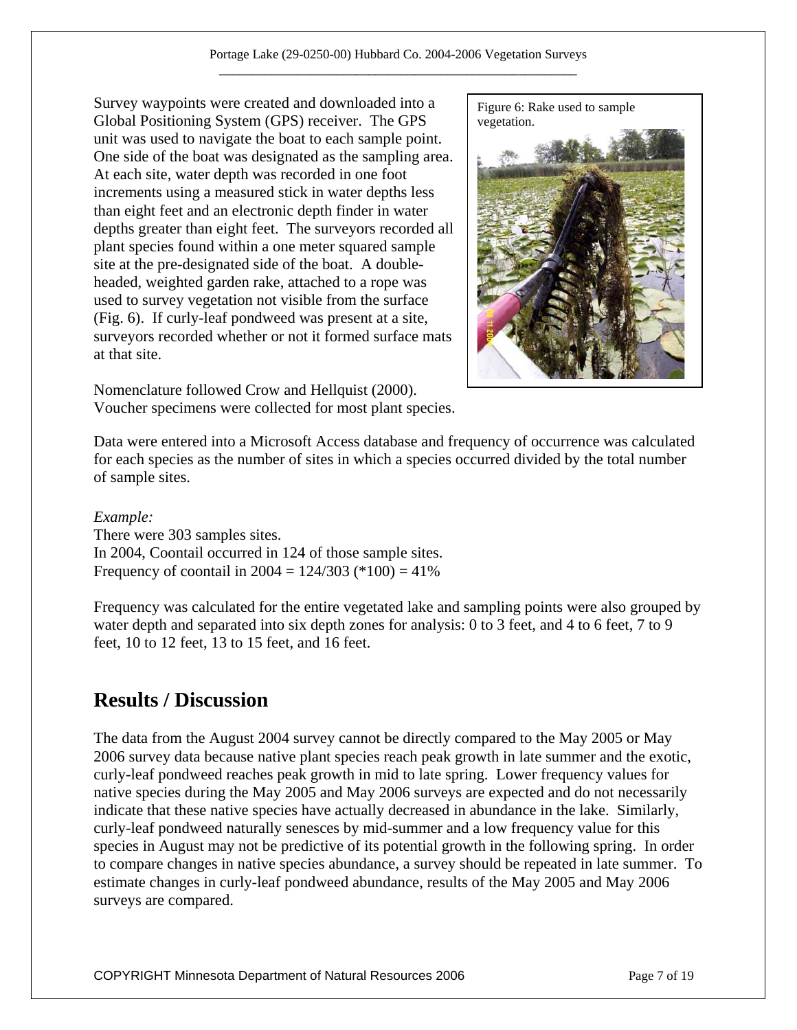Survey waypoints were created and downloaded into a Global Positioning System (GPS) receiver. The GPS unit was used to navigate the boat to each sample point. One side of the boat was designated as the sampling area. At each site, water depth was recorded in one foot increments using a measured stick in water depths less than eight feet and an electronic depth finder in water depths greater than eight feet. The surveyors recorded all plant species found within a one meter squared sample site at the pre-designated side of the boat. A double-headed, weighted garden rake, attached to a rope was used to survey vegetation not visible from the surface (Fig. 6). If curly-leaf pondweed was present at a site, surveyors recorded whether or not it formed surface mats at that site.

Figure 6: Rake used to sample vegetation.

Nomenclature followed Crow and Hellquist (2000). Voucher specimens were collected for most plant species.

Data were entered into a Microsoft Access database and frequency of occurrence was calculated for each species as the number of sites in which a species occurred divided by the total number of sample sites.

*Example:*
There were 303 samples sites.
In 2004, Coontail occurred in 124 of those sample sites.
Frequency of coontail in 2004 = 124/303 (*100) = 41%

Frequency was calculated for the entire vegetated lake and sampling points were also grouped by water depth and separated into six depth zones for analysis: 0 to 3 feet, and 4 to 6 feet, 7 to 9 feet, 10 to 12 feet, 13 to 15 feet, and 16 feet.

## Results / Discussion

The data from the August 2004 survey cannot be directly compared to the May 2005 or May 2006 survey data because native plant species reach peak growth in late summer and the exotic, curly-leaf pondweed reaches peak growth in mid to late spring. Lower frequency values for native species during the May 2005 and May 2006 surveys are expected and do not necessarily indicate that these native species have actually decreased in abundance in the lake. Similarly, curly-leaf pondweed naturally senesces by mid-summer and a low frequency value for this species in August may not be predictive of its potential growth in the following spring. In order to compare changes in native species abundance, a survey should be repeated in late summer. To estimate changes in curly-leaf pondweed abundance, results of the May 2005 and May 2006 surveys are compared.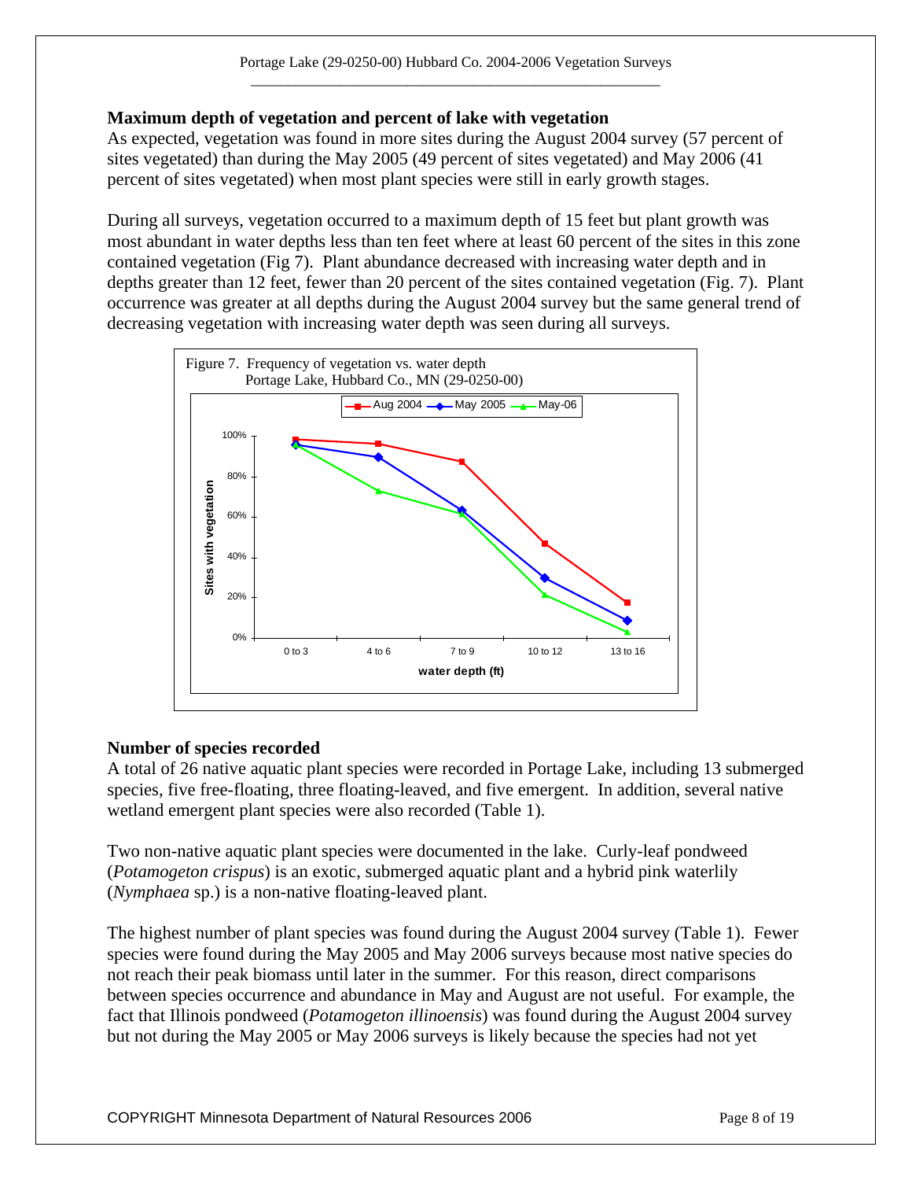## Maximum depth of vegetation and percent of lake with vegetation

As expected, vegetation was found in more sites during the August 2004 survey (57 percent of sites vegetated) than during the May 2005 (49 percent of sites vegetated) and May 2006 (41 percent of sites vegetated) when most plant species were still in early growth stages.

During all surveys, vegetation occurred to a maximum depth of 15 feet but plant growth was most abundant in water depths less than ten feet where at least 60 percent of the sites in this zone contained vegetation (Fig 7). Plant abundance decreased with increasing water depth and in depths greater than 12 feet, fewer than 20 percent of the sites contained vegetation (Fig. 7). Plant occurrence was greater at all depths during the August 2004 survey but the same general trend of decreasing vegetation with increasing water depth was seen during all surveys.

Figure 7. Frequency of vegetation vs. water depth
Portage Lake, Hubbard Co., MN (29-0250-00)

## Number of species recorded

A total of 26 native aquatic plant species were recorded in Portage Lake, including 13 submerged species, five free-floating, three floating-leaved, and five emergent. In addition, several native wetland emergent plant species were also recorded (Table 1).

Two non-native aquatic plant species were documented in the lake. Curly-leaf pondweed (*Potamogeton crispus*) is an exotic, submerged aquatic plant and a hybrid pink waterlily (*Nymphaea* sp.) is a non-native floating-leaved plant.

The highest number of plant species was found during the August 2004 survey (Table 1). Fewer species were found during the May 2005 and May 2006 surveys because most native species do not reach their peak biomass until later in the summer. For this reason, direct comparisons between species occurrence and abundance in May and August are not useful. For example, the fact that Illinois pondweed (*Potamogeton illinoensis*) was found during the August 2004 survey but not during the May 2005 or May 2006 surveys is likely because the species had not yet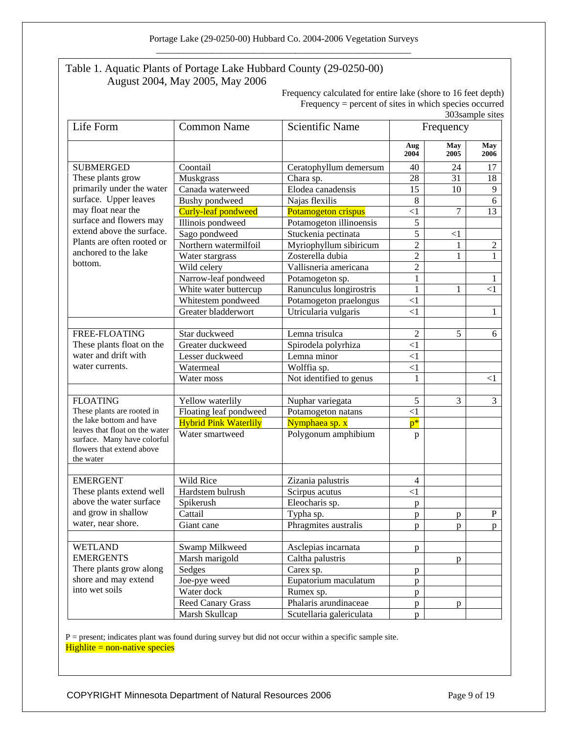## Table 1. Aquatic Plants of Portage Lake Hubbard County (29-0250-00)
### August 2004, May 2005, May 2006

Frequency calculated for entire lake (shore to 16 feet depth)
Frequency = percent of sites in which species occurred
303sample sites

| Life Form | Common Name | Scientific Name | Frequency | | |
|---|---|---|---|---|---|
| | | | Aug 2004 | May 2005 | May 2006 |
| SUBMERGED These plants grow primarily under the water surface. Upper leaves may float near the surface and flowers may extend above the surface. Plants are often rooted or anchored to the lake bottom. | Coontail | Ceratophyllum demersum | 40 | 24 | 17 |
| | Muskgrass | Chara sp. | 28 | 31 | 18 |
| | Canada waterweed | Elodea canadensis | 15 | 10 | 9 |
| | Bushy pondweed | Najas flexilis | 8 | | 6 |
| | Curly-leaf pondweed | Potamogeton crispus | <1 | 7 | 13 |
| | Illinois pondweed | Potamogeton illinoensis | 5 | | |
| | Sago pondweed | Stuckenia pectinata | 5 | <1 | |
| | Northern watermilfoil | Myriophyllum sibiricum | 2 | 1 | 2 |
| | Water stargrass | Zosterella dubia | 2 | 1 | 1 |
| | Wild celery | Vallisneria americana | 2 | | |
| | Narrow-leaf pondweed | Potamogeton sp. | 1 | | 1 |
| | White water buttercup | Ranunculus longirostris | 1 | 1 | <1 |
| | Whitestem pondweed | Potamogeton praelongus | <1 | | |
| | Greater bladderwort | Utricularia vulgaris | <1 | | 1 |
| | | | | | |
| FREE-FLOATING These plants float on the water and drift with water currents. | Star duckweed | Lemna trisulca | 2 | 5 | 6 |
| | Greater duckweed | Spirodela polyrhiza | <1 | | |
| | Lesser duckweed | Lemna minor | <1 | | |
| | Watermeal | Wolffia sp. | <1 | | |
| | Water moss | Not identified to genus | 1 | | <1 |
| | | | | | |
| FLOATING These plants are rooted in the lake bottom and have leaves that float on the water surface. Many have colorful flowers that extend above the water | Yellow waterlily | Nuphar variegata | 5 | 3 | 3 |
| | Floating leaf pondweed | Potamogeton natans | <1 | | |
| | Hybrid Pink Waterlily | Nymphaea sp. x | p* | | |
| | Water smartweed | Polygonum amphibium | p | | |
| | | | | | |
| EMERGENT These plants extend well above the water surface and grow in shallow water, near shore. | Wild Rice | Zizania palustris | 4 | | |
| | Hardstem bulrush | Scirpus acutus | <1 | | |
| | Spikerush | Eleocharis sp. | p | | |
| | Cattail | Typha sp. | p | p | P |
| | Giant cane | Phragmites australis | p | p | p |
| | | | | | |
| WETLAND EMERGENTS There plants grow along shore and may extend into wet soils | Swamp Milkweed | Asclepias incarnata | p | | |
| | Marsh marigold | Caltha palustris | | p | |
| | Sedges | Carex sp. | p | | |
| | Joe-pye weed | Eupatorium maculatum | p | | |
| | Water dock | Rumex sp. | p | | |
| | Reed Canary Grass | Phalaris arundinaceae | p | p | |
| | Marsh Skullcap | Scutellaria galericulata | p | | |

P = present; indicates plant was found during survey but did not occur within a specific sample site.
Highlite = non-native species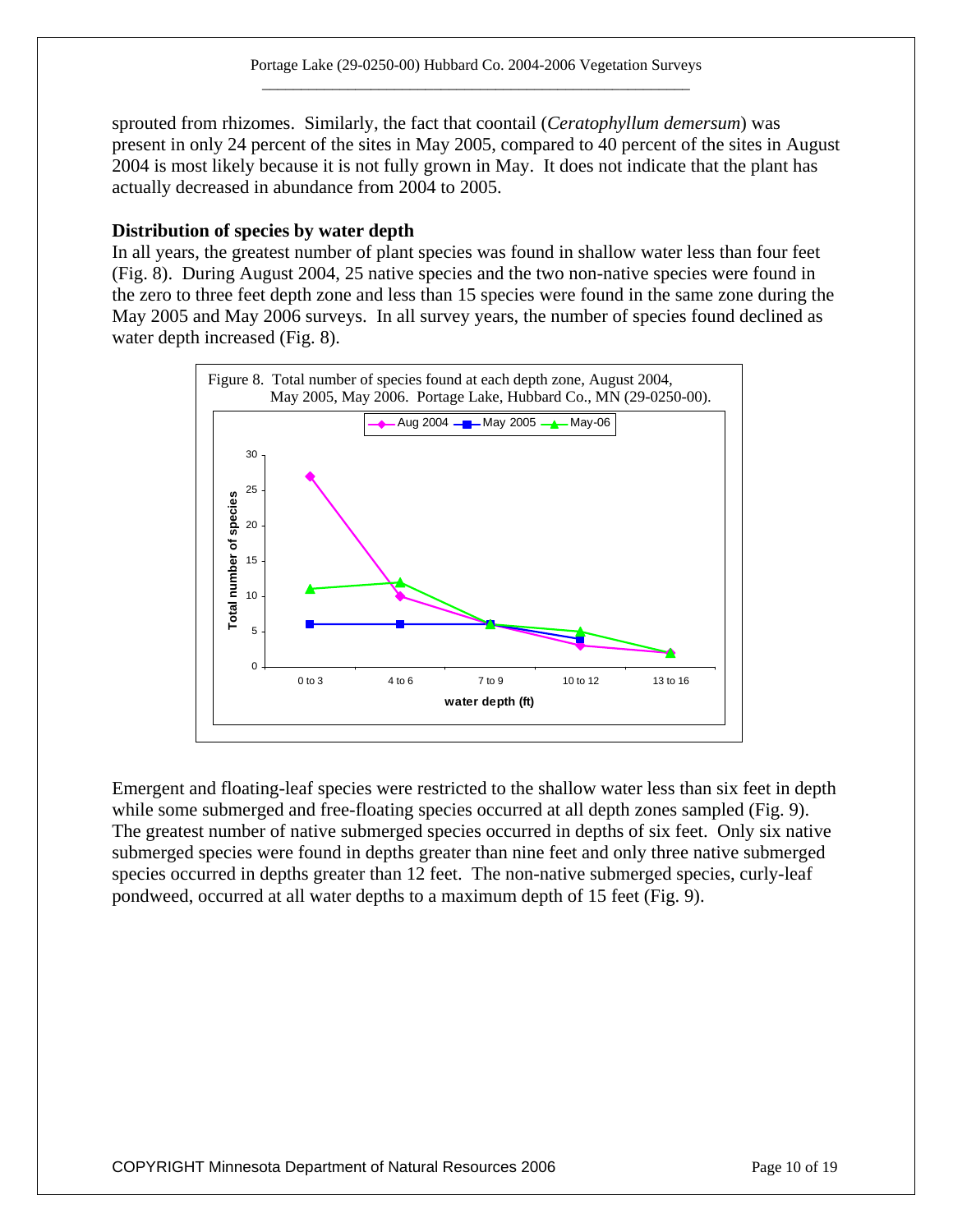sprouted from rhizomes. Similarly, the fact that coontail (*Ceratophyllum demersum*) was present in only 24 percent of the sites in May 2005, compared to 40 percent of the sites in August 2004 is most likely because it is not fully grown in May. It does not indicate that the plant has actually decreased in abundance from 2004 to 2005.

**Distribution of species by water depth**

In all years, the greatest number of plant species was found in shallow water less than four feet (Fig. 8). During August 2004, 25 native species and the two non-native species were found in the zero to three feet depth zone and less than 15 species were found in the same zone during the May 2005 and May 2006 surveys. In all survey years, the number of species found declined as water depth increased (Fig. 8).

Figure 8. Total number of species found at each depth zone, August 2004, May 2005, May 2006. Portage Lake, Hubbard Co., MN (29-0250-00).

Emergent and floating-leaf species were restricted to the shallow water less than six feet in depth while some submerged and free-floating species occurred at all depth zones sampled (Fig. 9). The greatest number of native submerged species occurred in depths of six feet. Only six native submerged species were found in depths greater than nine feet and only three native submerged species occurred in depths greater than 12 feet. The non-native submerged species, curly-leaf pondweed, occurred at all water depths to a maximum depth of 15 feet (Fig. 9).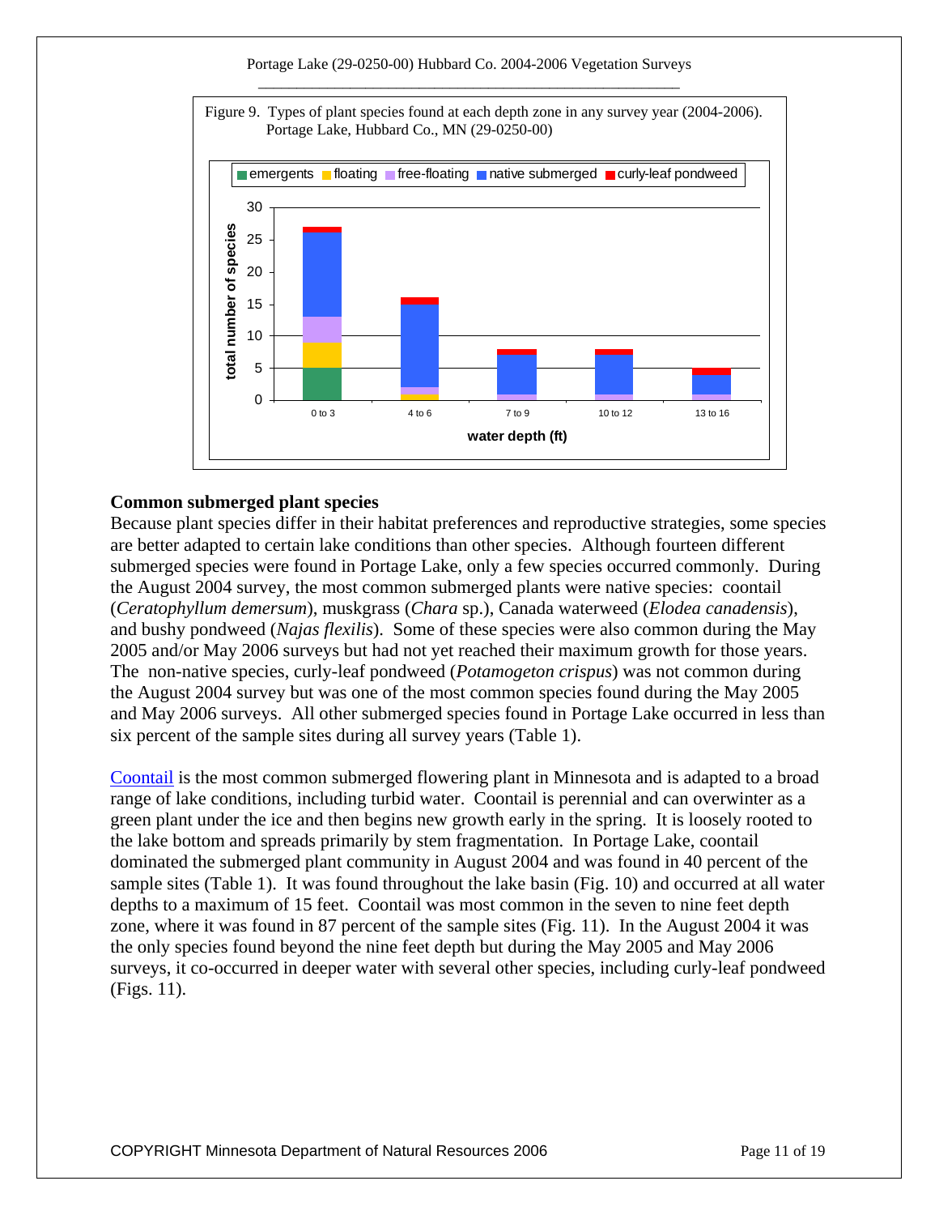Figure 9. Types of plant species found at each depth zone in any survey year (2004-2006). Portage Lake, Hubbard Co., MN (29-0250-00)

## Common submerged plant species

Because plant species differ in their habitat preferences and reproductive strategies, some species are better adapted to certain lake conditions than other species. Although fourteen different submerged species were found in Portage Lake, only a few species occurred commonly. During the August 2004 survey, the most common submerged plants were native species: coontail (*Ceratophyllum demersum*), muskgrass (*Chara* sp.), Canada waterweed (*Elodea canadensis*), and bushy pondweed (*Najas flexilis*). Some of these species were also common during the May 2005 and/or May 2006 surveys but had not yet reached their maximum growth for those years. The non-native species, curly-leaf pondweed (*Potamogeton crispus*) was not common during the August 2004 survey but was one of the most common species found during the May 2005 and May 2006 surveys. All other submerged species found in Portage Lake occurred in less than six percent of the sample sites during all survey years (Table 1).

Coontail is the most common submerged flowering plant in Minnesota and is adapted to a broad range of lake conditions, including turbid water. Coontail is perennial and can overwinter as a green plant under the ice and then begins new growth early in the spring. It is loosely rooted to the lake bottom and spreads primarily by stem fragmentation. In Portage Lake, coontail dominated the submerged plant community in August 2004 and was found in 40 percent of the sample sites (Table 1). It was found throughout the lake basin (Fig. 10) and occurred at all water depths to a maximum of 15 feet. Coontail was most common in the seven to nine feet depth zone, where it was found in 87 percent of the sample sites (Fig. 11). In the August 2004 it was the only species found beyond the nine feet depth but during the May 2005 and May 2006 surveys, it co-occurred in deeper water with several other species, including curly-leaf pondweed (Figs. 11).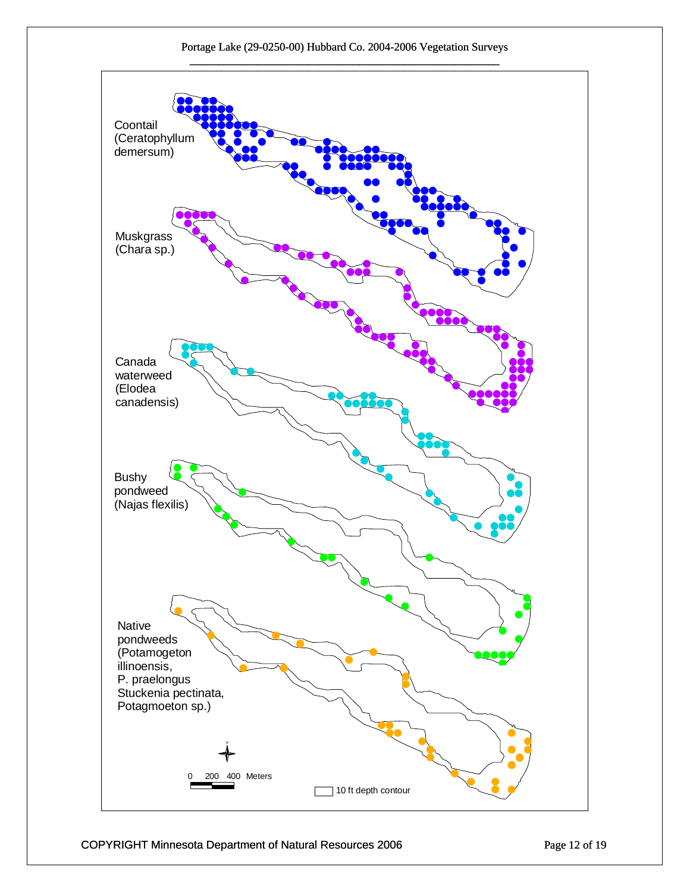Portage Lake (29-0250-00) Hubbard Co. 2004-2006 Vegetation Surveys

Coontail (Ceratophyllum demersum)

Muskgrass (Chara sp.)

Canada waterweed (Elodea canadensis)

Bushy pondweed (Najas flexilis)

Native pondweeds (Potamogeton illinoensis, P. praelongus Stuckenia pectinata, Potagmoeton sp.)

0 200 400 Meters

10 ft depth contour

COPYRIGHT Minnesota Department of Natural Resources 2006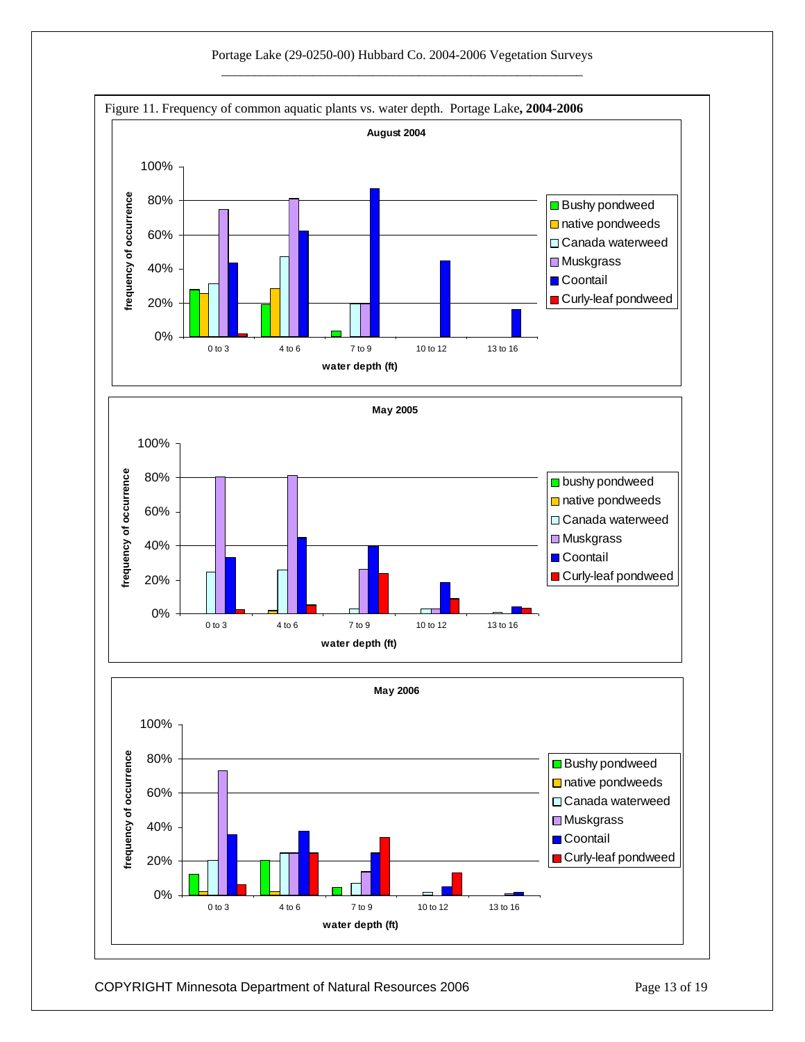Figure 11. Frequency of common aquatic plants vs. water depth. Portage Lake, **2004-2006**

**August 2004**

frequency of occurrence

100%
80%
60%
40%
20%
0%

0 to 3 | 4 to 6 | 7 to 9 | 10 to 12 | 13 to 16

water depth (ft)

- Bushy pondweed
- native pondweeds
- Canada waterweed
- Muskgrass
- Coontail
- Curly-leaf pondweed

**May 2005**

frequency of occurrence

100%
80%
60%
40%
20%
0%

0 to 3 | 4 to 6 | 7 to 9 | 10 to 12 | 13 to 16

water depth (ft)

- bushy pondweed
- native pondweeds
- Canada waterweed
- Muskgrass
- Coontail
- Curly-leaf pondweed

**May 2006**

frequency of occurrence

100%
80%
60%
40%
20%
0%

0 to 3 | 4 to 6 | 7 to 9 | 10 to 12 | 13 to 16

water depth (ft)

- Bushy pondweed
- native pondweeds
- Canada waterweed
- Muskgrass
- Coontail
- Curly-leaf pondweed

COPYRIGHT Minnesota Department of Natural Resources 2006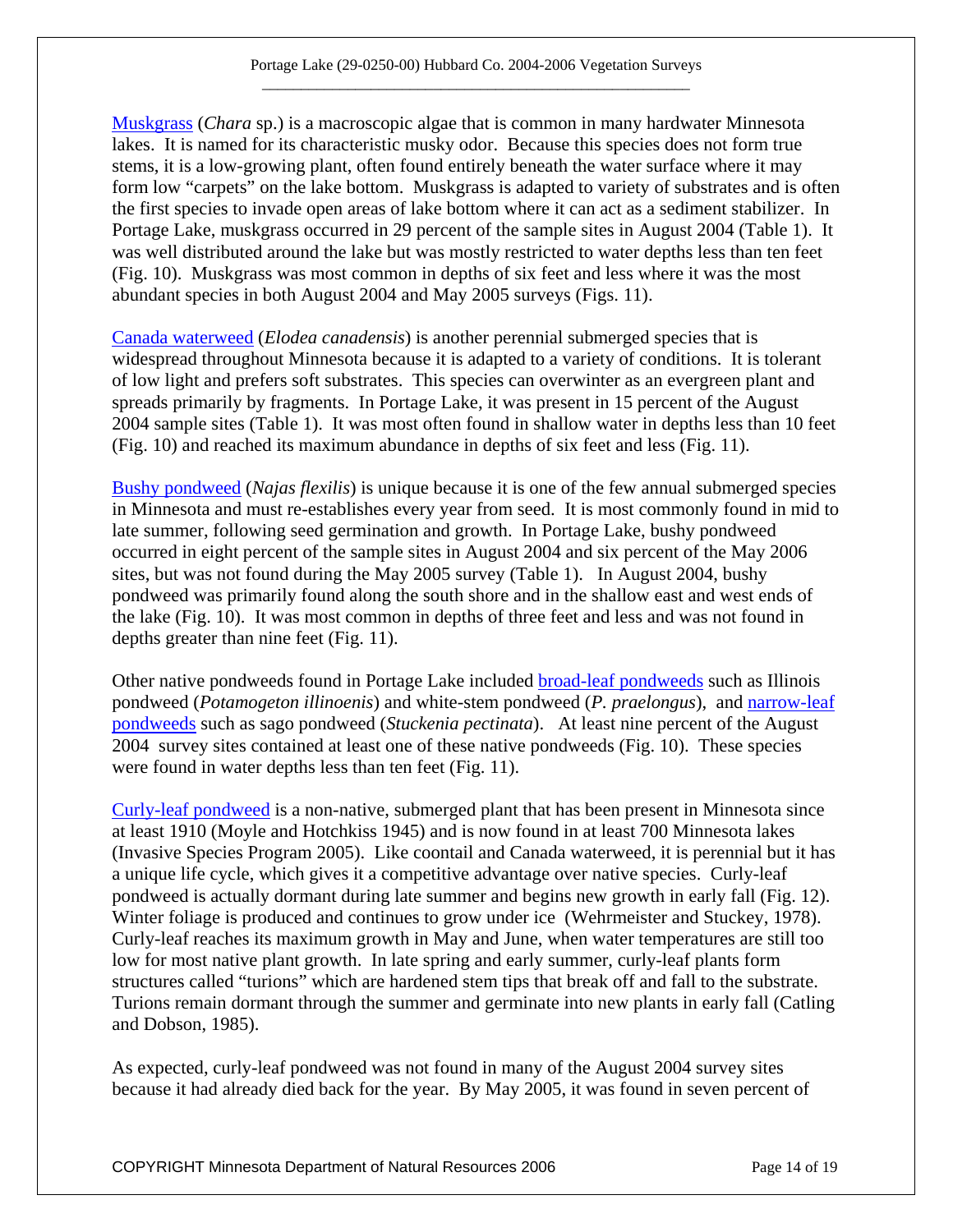Muskgrass (*Chara* sp.) is a macroscopic algae that is common in many hardwater Minnesota lakes. It is named for its characteristic musky odor. Because this species does not form true stems, it is a low-growing plant, often found entirely beneath the water surface where it may form low "carpets" on the lake bottom. Muskgrass is adapted to variety of substrates and is often the first species to invade open areas of lake bottom where it can act as a sediment stabilizer. In Portage Lake, muskgrass occurred in 29 percent of the sample sites in August 2004 (Table 1). It was well distributed around the lake but was mostly restricted to water depths less than ten feet (Fig. 10). Muskgrass was most common in depths of six feet and less where it was the most abundant species in both August 2004 and May 2005 surveys (Figs. 11).

Canada waterweed (*Elodea canadensis*) is another perennial submerged species that is widespread throughout Minnesota because it is adapted to a variety of conditions. It is tolerant of low light and prefers soft substrates. This species can overwinter as an evergreen plant and spreads primarily by fragments. In Portage Lake, it was present in 15 percent of the August 2004 sample sites (Table 1). It was most often found in shallow water in depths less than 10 feet (Fig. 10) and reached its maximum abundance in depths of six feet and less (Fig. 11).

Bushy pondweed (*Najas flexilis*) is unique because it is one of the few annual submerged species in Minnesota and must re-establishes every year from seed. It is most commonly found in mid to late summer, following seed germination and growth. In Portage Lake, bushy pondweed occurred in eight percent of the sample sites in August 2004 and six percent of the May 2006 sites, but was not found during the May 2005 survey (Table 1). In August 2004, bushy pondweed was primarily found along the south shore and in the shallow east and west ends of the lake (Fig. 10). It was most common in depths of three feet and less and was not found in depths greater than nine feet (Fig. 11).

Other native pondweeds found in Portage Lake included broad-leaf pondweeds such as Illinois pondweed (*Potamogeton illinoenis*) and white-stem pondweed (*P. praelongus*), and narrow-leaf pondweeds such as sago pondweed (*Stuckenia pectinata*). At least nine percent of the August 2004 survey sites contained at least one of these native pondweeds (Fig. 10). These species were found in water depths less than ten feet (Fig. 11).

Curly-leaf pondweed is a non-native, submerged plant that has been present in Minnesota since at least 1910 (Moyle and Hotchkiss 1945) and is now found in at least 700 Minnesota lakes (Invasive Species Program 2005). Like coontail and Canada waterweed, it is perennial but it has a unique life cycle, which gives it a competitive advantage over native species. Curly-leaf pondweed is actually dormant during late summer and begins new growth in early fall (Fig. 12). Winter foliage is produced and continues to grow under ice (Wehrmeister and Stuckey, 1978). Curly-leaf reaches its maximum growth in May and June, when water temperatures are still too low for most native plant growth. In late spring and early summer, curly-leaf plants form structures called "turions" which are hardened stem tips that break off and fall to the substrate. Turions remain dormant through the summer and germinate into new plants in early fall (Catling and Dobson, 1985).

As expected, curly-leaf pondweed was not found in many of the August 2004 survey sites because it had already died back for the year. By May 2005, it was found in seven percent of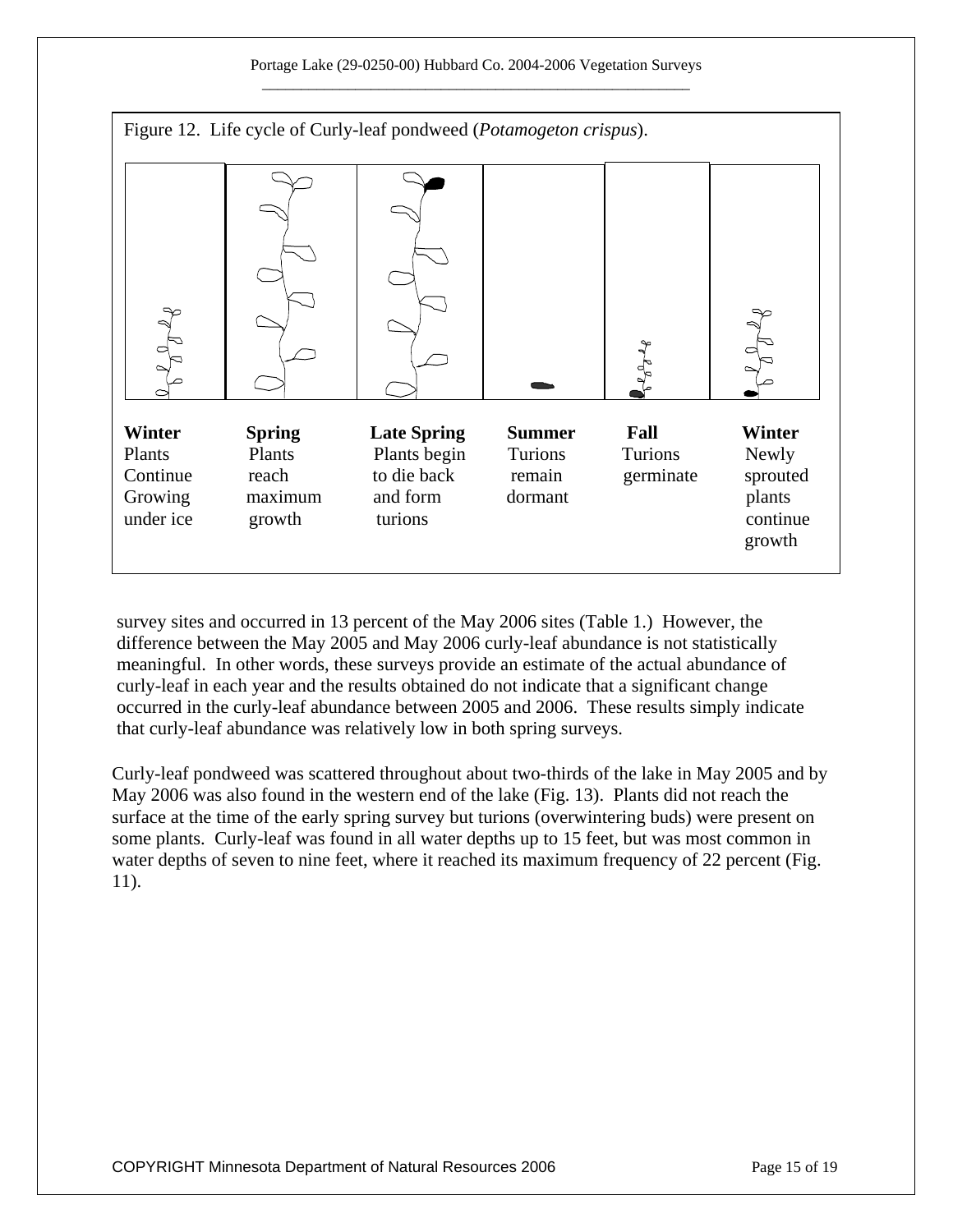Figure 12. Life cycle of Curly-leaf pondweed (*Potamogeton crispus*).

| **Winter** | **Spring** | **Late Spring** | **Summer** | **Fall** | **Winter** |
|---|---|---|---|---|---|
| Plants Continue Growing under ice | Plants reach maximum growth | Plants begin to die back and form turions | Turions remain dormant | Turions germinate | Newly sprouted plants continue growth |

survey sites and occurred in 13 percent of the May 2006 sites (Table 1.) However, the difference between the May 2005 and May 2006 curly-leaf abundance is not statistically meaningful. In other words, these surveys provide an estimate of the actual abundance of curly-leaf in each year and the results obtained do not indicate that a significant change occurred in the curly-leaf abundance between 2005 and 2006. These results simply indicate that curly-leaf abundance was relatively low in both spring surveys.

Curly-leaf pondweed was scattered throughout about two-thirds of the lake in May 2005 and by May 2006 was also found in the western end of the lake (Fig. 13). Plants did not reach the surface at the time of the early spring survey but turions (overwintering buds) were present on some plants. Curly-leaf was found in all water depths up to 15 feet, but was most common in water depths of seven to nine feet, where it reached its maximum frequency of 22 percent (Fig. 11).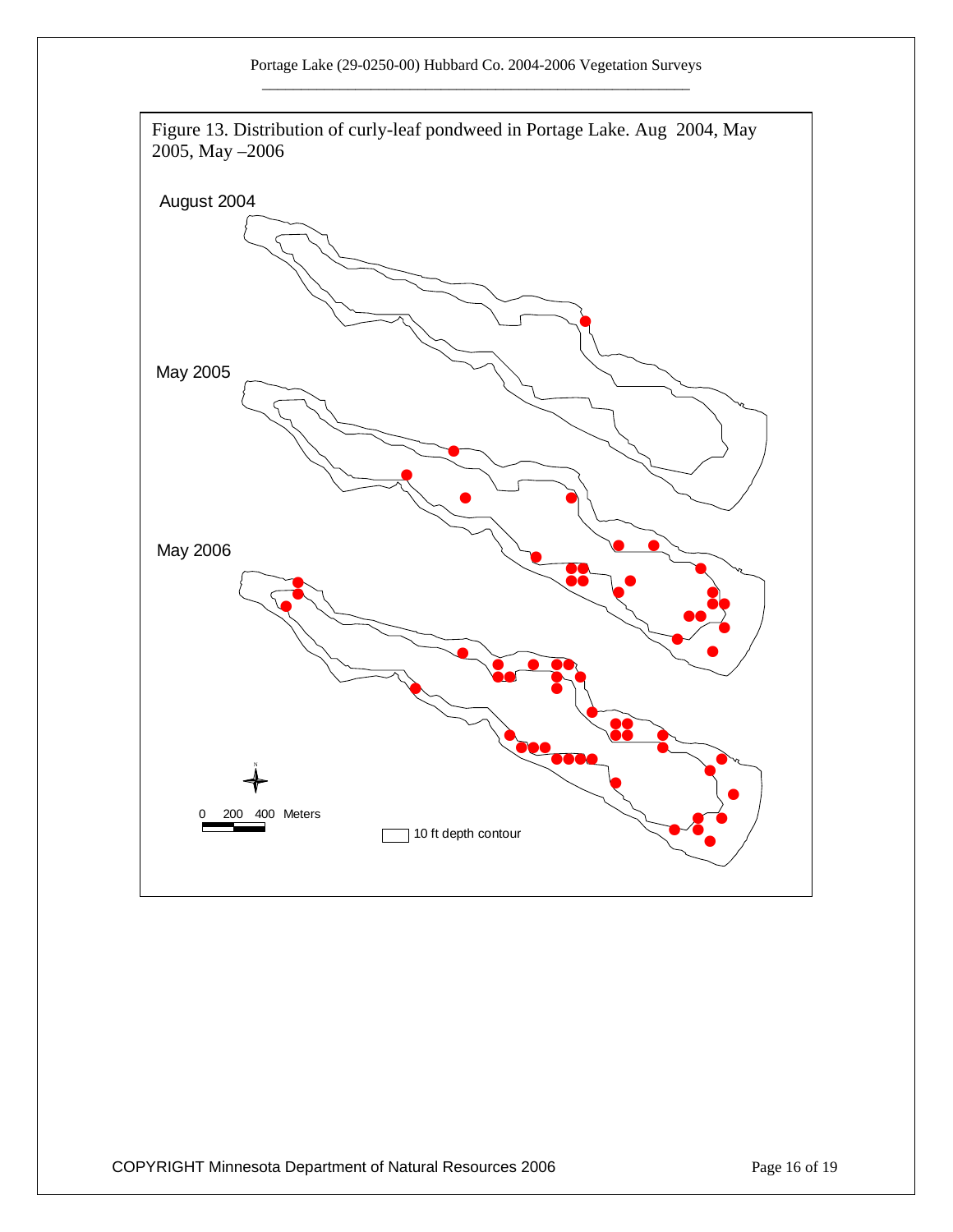Figure 13. Distribution of curly-leaf pondweed in Portage Lake. Aug 2004, May 2005, May –2006

August 2004

May 2005

May 2006

0 200 400 Meters

10 ft depth contour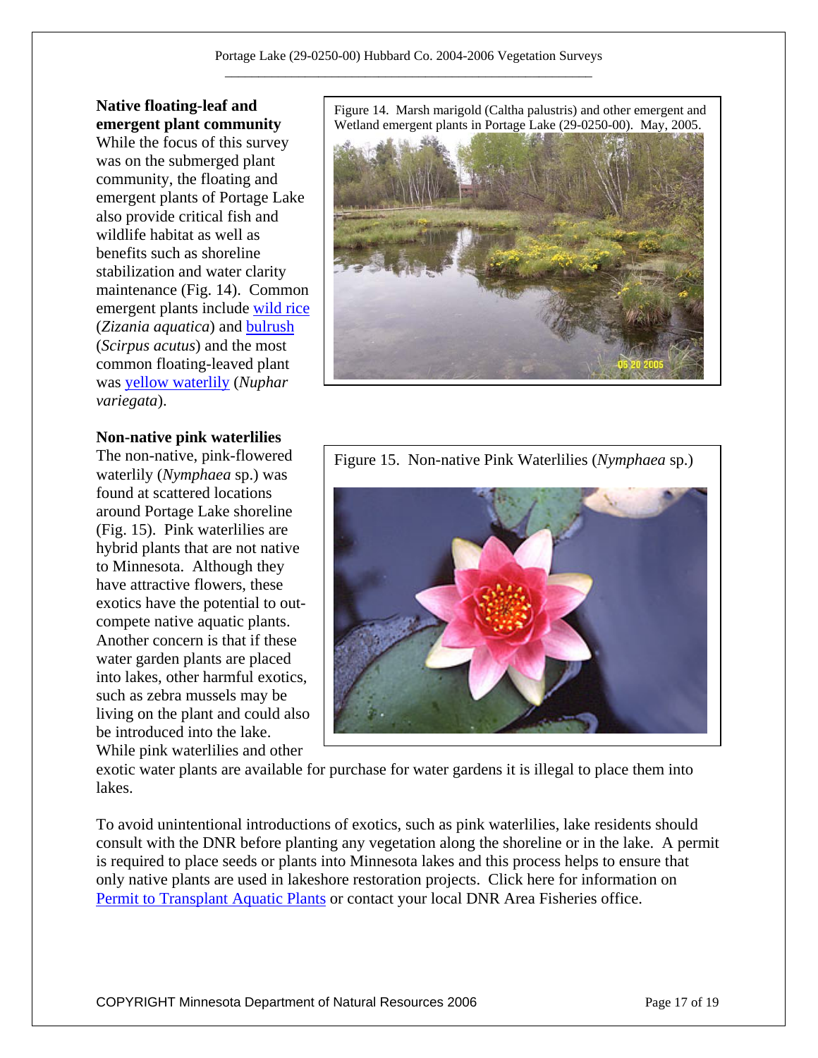**Native floating-leaf and emergent plant community**

While the focus of this survey was on the submerged plant community, the floating and emergent plants of Portage Lake also provide critical fish and wildlife habitat as well as benefits such as shoreline stabilization and water clarity maintenance (Fig. 14). Common emergent plants include wild rice (*Zizania aquatica*) and bulrush (*Scirpus acutus*) and the most common floating-leaved plant was yellow waterlily (*Nuphar variegata*).

Figure 14. Marsh marigold (Caltha palustris) and other emergent and Wetland emergent plants in Portage Lake (29-0250-00). May, 2005.

**Non-native pink waterlilies**

The non-native, pink-flowered waterlily (*Nymphaea* sp.) was found at scattered locations around Portage Lake shoreline (Fig. 15). Pink waterlilies are hybrid plants that are not native to Minnesota. Although they have attractive flowers, these exotics have the potential to out-compete native aquatic plants. Another concern is that if these water garden plants are placed into lakes, other harmful exotics, such as zebra mussels may be living on the plant and could also be introduced into the lake. While pink waterlilies and other exotic water plants are available for purchase for water gardens it is illegal to place them into lakes.

Figure 15. Non-native Pink Waterlilies (*Nymphaea* sp.)

To avoid unintentional introductions of exotics, such as pink waterlilies, lake residents should consult with the DNR before planting any vegetation along the shoreline or in the lake. A permit is required to place seeds or plants into Minnesota lakes and this process helps to ensure that only native plants are used in lakeshore restoration projects. Click here for information on Permit to Transplant Aquatic Plants or contact your local DNR Area Fisheries office.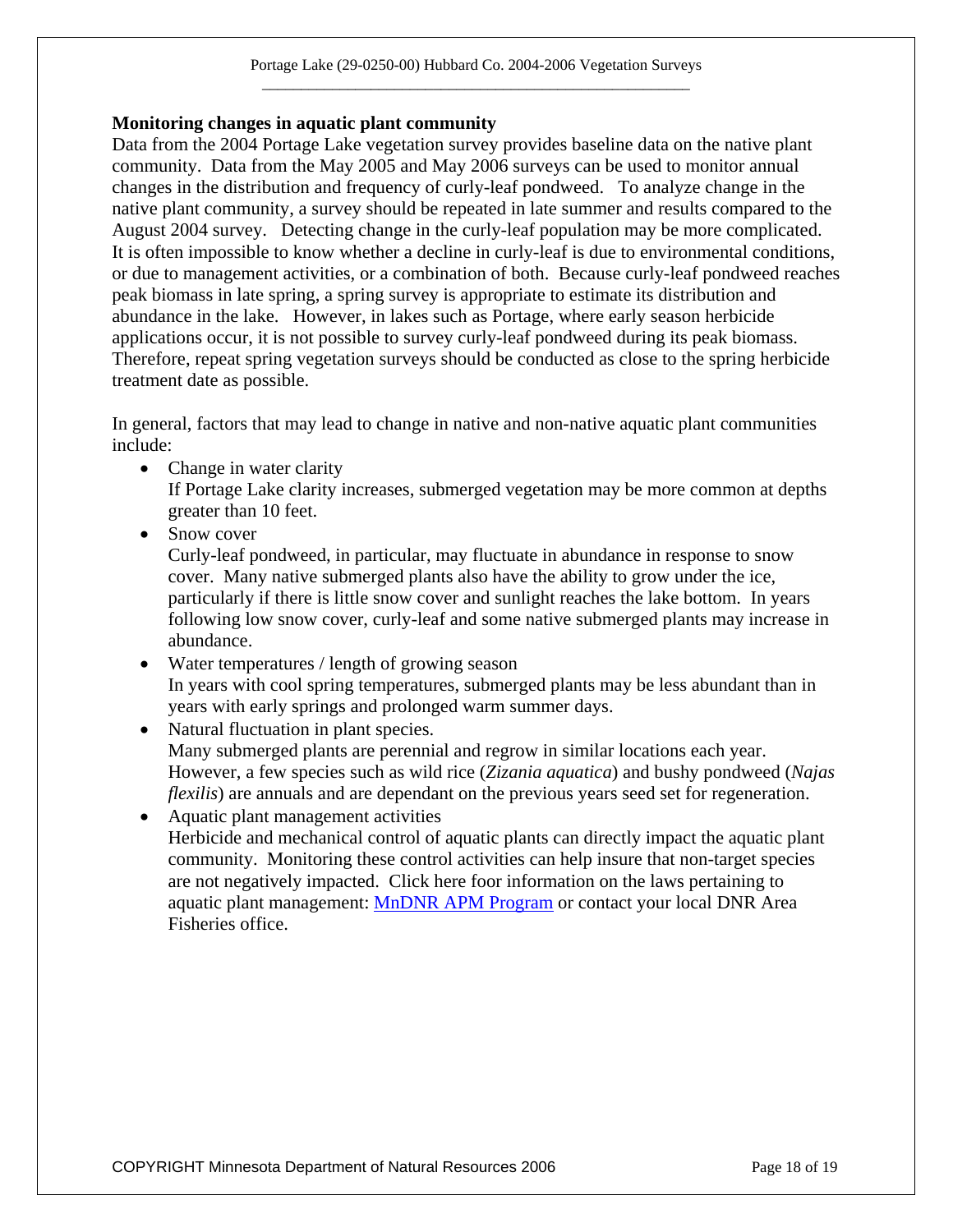**Monitoring changes in aquatic plant community**

Data from the 2004 Portage Lake vegetation survey provides baseline data on the native plant community. Data from the May 2005 and May 2006 surveys can be used to monitor annual changes in the distribution and frequency of curly-leaf pondweed. To analyze change in the native plant community, a survey should be repeated in late summer and results compared to the August 2004 survey. Detecting change in the curly-leaf population may be more complicated. It is often impossible to know whether a decline in curly-leaf is due to environmental conditions, or due to management activities, or a combination of both. Because curly-leaf pondweed reaches peak biomass in late spring, a spring survey is appropriate to estimate its distribution and abundance in the lake. However, in lakes such as Portage, where early season herbicide applications occur, it is not possible to survey curly-leaf pondweed during its peak biomass. Therefore, repeat spring vegetation surveys should be conducted as close to the spring herbicide treatment date as possible.

In general, factors that may lead to change in native and non-native aquatic plant communities include:

- Change in water clarity
  If Portage Lake clarity increases, submerged vegetation may be more common at depths greater than 10 feet.
- Snow cover
  Curly-leaf pondweed, in particular, may fluctuate in abundance in response to snow cover. Many native submerged plants also have the ability to grow under the ice, particularly if there is little snow cover and sunlight reaches the lake bottom. In years following low snow cover, curly-leaf and some native submerged plants may increase in abundance.
- Water temperatures / length of growing season
  In years with cool spring temperatures, submerged plants may be less abundant than in years with early springs and prolonged warm summer days.
- Natural fluctuation in plant species.
  Many submerged plants are perennial and regrow in similar locations each year. However, a few species such as wild rice (*Zizania aquatica*) and bushy pondweed (*Najas flexilis*) are annuals and are dependant on the previous years seed set for regeneration.
- Aquatic plant management activities
  Herbicide and mechanical control of aquatic plants can directly impact the aquatic plant community. Monitoring these control activities can help insure that non-target species are not negatively impacted. Click here foor information on the laws pertaining to aquatic plant management: MnDNR APM Program or contact your local DNR Area Fisheries office.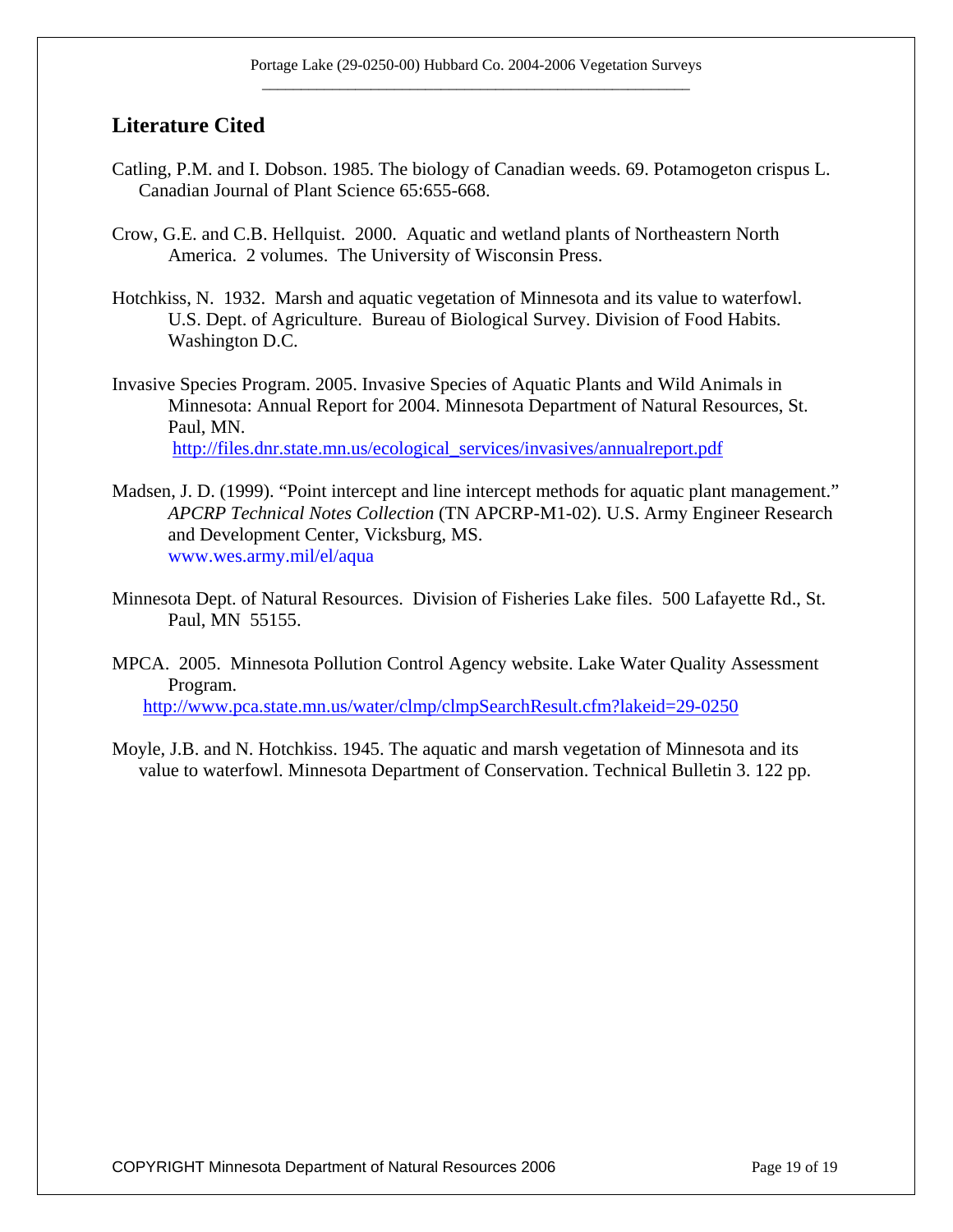## Literature Cited

Catling, P.M. and I. Dobson. 1985. The biology of Canadian weeds. 69. Potamogeton crispus L. Canadian Journal of Plant Science 65:655-668.

Crow, G.E. and C.B. Hellquist. 2000. Aquatic and wetland plants of Northeastern North America. 2 volumes. The University of Wisconsin Press.

Hotchkiss, N. 1932. Marsh and aquatic vegetation of Minnesota and its value to waterfowl. U.S. Dept. of Agriculture. Bureau of Biological Survey. Division of Food Habits. Washington D.C.

Invasive Species Program. 2005. Invasive Species of Aquatic Plants and Wild Animals in Minnesota: Annual Report for 2004. Minnesota Department of Natural Resources, St. Paul, MN. http://files.dnr.state.mn.us/ecological_services/invasives/annualreport.pdf

Madsen, J. D. (1999). "Point intercept and line intercept methods for aquatic plant management." *APCRP Technical Notes Collection* (TN APCRP-M1-02). U.S. Army Engineer Research and Development Center, Vicksburg, MS. www.wes.army.mil/el/aqua

Minnesota Dept. of Natural Resources. Division of Fisheries Lake files. 500 Lafayette Rd., St. Paul, MN 55155.

MPCA. 2005. Minnesota Pollution Control Agency website. Lake Water Quality Assessment Program. http://www.pca.state.mn.us/water/clmp/clmpSearchResult.cfm?lakeid=29-0250

Moyle, J.B. and N. Hotchkiss. 1945. The aquatic and marsh vegetation of Minnesota and its value to waterfowl. Minnesota Department of Conservation. Technical Bulletin 3. 122 pp.

COPYRIGHT Minnesota Department of Natural Resources 2006